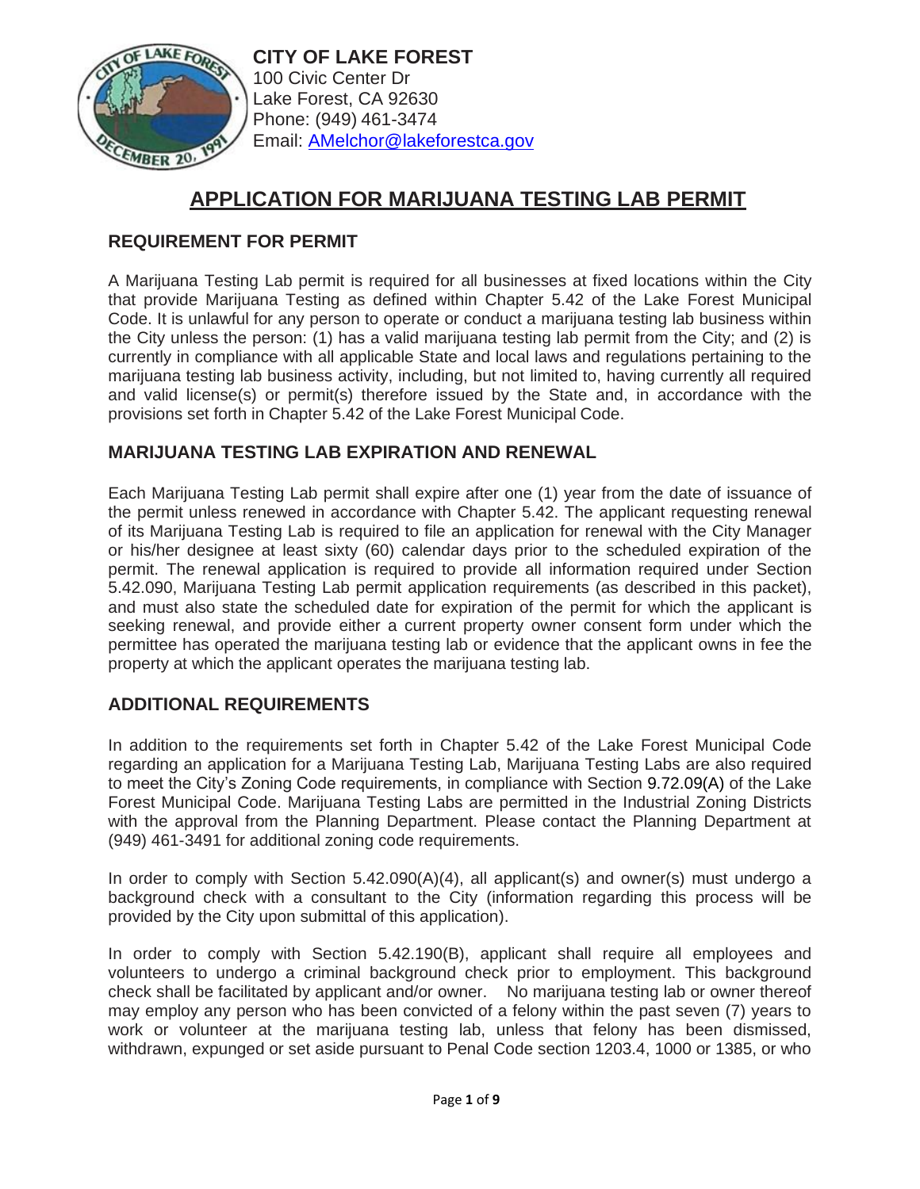**CITY OF LAKE FOREST**
100 Civic Center Dr
Lake Forest, CA 92630
Phone: (949) 461-3474
Email: [AMelchor@lakeforestca.gov](mailto:AMelchor@lakeforestca.gov)

# APPLICATION FOR MARIJUANA TESTING LAB PERMIT

## REQUIREMENT FOR PERMIT

A Marijuana Testing Lab permit is required for all businesses at fixed locations within the City that provide Marijuana Testing as defined within Chapter 5.42 of the Lake Forest Municipal Code. It is unlawful for any person to operate or conduct a marijuana testing lab business within the City unless the person: (1) has a valid marijuana testing lab permit from the City; and (2) is currently in compliance with all applicable State and local laws and regulations pertaining to the marijuana testing lab business activity, including, but not limited to, having currently all required and valid license(s) or permit(s) therefore issued by the State and, in accordance with the provisions set forth in Chapter 5.42 of the Lake Forest Municipal Code.

## MARIJUANA TESTING LAB EXPIRATION AND RENEWAL

Each Marijuana Testing Lab permit shall expire after one (1) year from the date of issuance of the permit unless renewed in accordance with Chapter 5.42. The applicant requesting renewal of its Marijuana Testing Lab is required to file an application for renewal with the City Manager or his/her designee at least sixty (60) calendar days prior to the scheduled expiration of the permit. The renewal application is required to provide all information required under Section 5.42.090, Marijuana Testing Lab permit application requirements (as described in this packet), and must also state the scheduled date for expiration of the permit for which the applicant is seeking renewal, and provide either a current property owner consent form under which the permittee has operated the marijuana testing lab or evidence that the applicant owns in fee the property at which the applicant operates the marijuana testing lab.

## ADDITIONAL REQUIREMENTS

In addition to the requirements set forth in Chapter 5.42 of the Lake Forest Municipal Code regarding an application for a Marijuana Testing Lab, Marijuana Testing Labs are also required to meet the City's Zoning Code requirements, in compliance with Section 9.72.09(A) of the Lake Forest Municipal Code. Marijuana Testing Labs are permitted in the Industrial Zoning Districts with the approval from the Planning Department. Please contact the Planning Department at (949) 461-3491 for additional zoning code requirements.

In order to comply with Section 5.42.090(A)(4), all applicant(s) and owner(s) must undergo a background check with a consultant to the City (information regarding this process will be provided by the City upon submittal of this application).

In order to comply with Section 5.42.190(B), applicant shall require all employees and volunteers to undergo a criminal background check prior to employment. This background check shall be facilitated by applicant and/or owner. No marijuana testing lab or owner thereof may employ any person who has been convicted of a felony within the past seven (7) years to work or volunteer at the marijuana testing lab, unless that felony has been dismissed, withdrawn, expunged or set aside pursuant to Penal Code section 1203.4, 1000 or 1385, or who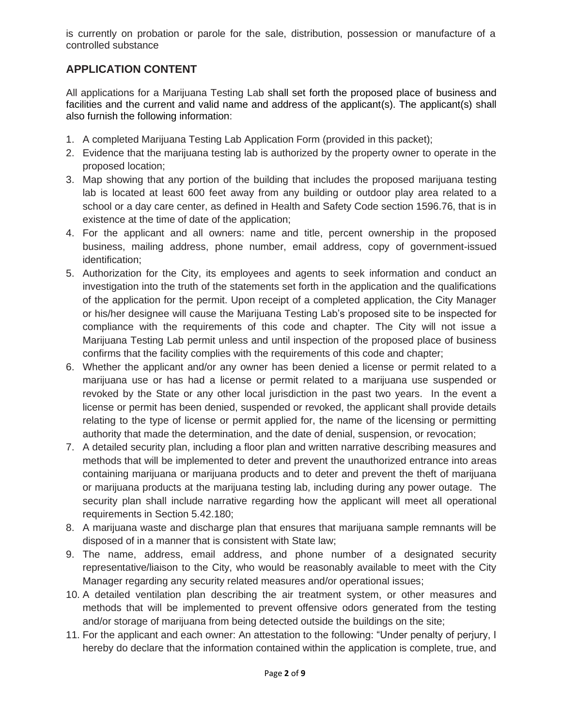is currently on probation or parole for the sale, distribution, possession or manufacture of a controlled substance

## APPLICATION CONTENT

All applications for a Marijuana Testing Lab shall set forth the proposed place of business and facilities and the current and valid name and address of the applicant(s). The applicant(s) shall also furnish the following information:

1. A completed Marijuana Testing Lab Application Form (provided in this packet);
2. Evidence that the marijuana testing lab is authorized by the property owner to operate in the proposed location;
3. Map showing that any portion of the building that includes the proposed marijuana testing lab is located at least 600 feet away from any building or outdoor play area related to a school or a day care center, as defined in Health and Safety Code section 1596.76, that is in existence at the time of date of the application;
4. For the applicant and all owners: name and title, percent ownership in the proposed business, mailing address, phone number, email address, copy of government-issued identification;
5. Authorization for the City, its employees and agents to seek information and conduct an investigation into the truth of the statements set forth in the application and the qualifications of the application for the permit. Upon receipt of a completed application, the City Manager or his/her designee will cause the Marijuana Testing Lab's proposed site to be inspected for compliance with the requirements of this code and chapter. The City will not issue a Marijuana Testing Lab permit unless and until inspection of the proposed place of business confirms that the facility complies with the requirements of this code and chapter;
6. Whether the applicant and/or any owner has been denied a license or permit related to a marijuana use or has had a license or permit related to a marijuana use suspended or revoked by the State or any other local jurisdiction in the past two years. In the event a license or permit has been denied, suspended or revoked, the applicant shall provide details relating to the type of license or permit applied for, the name of the licensing or permitting authority that made the determination, and the date of denial, suspension, or revocation;
7. A detailed security plan, including a floor plan and written narrative describing measures and methods that will be implemented to deter and prevent the unauthorized entrance into areas containing marijuana or marijuana products and to deter and prevent the theft of marijuana or marijuana products at the marijuana testing lab, including during any power outage. The security plan shall include narrative regarding how the applicant will meet all operational requirements in Section 5.42.180;
8. A marijuana waste and discharge plan that ensures that marijuana sample remnants will be disposed of in a manner that is consistent with State law;
9. The name, address, email address, and phone number of a designated security representative/liaison to the City, who would be reasonably available to meet with the City Manager regarding any security related measures and/or operational issues;
10. A detailed ventilation plan describing the air treatment system, or other measures and methods that will be implemented to prevent offensive odors generated from the testing and/or storage of marijuana from being detected outside the buildings on the site;
11. For the applicant and each owner: An attestation to the following: "Under penalty of perjury, I hereby do declare that the information contained within the application is complete, true, and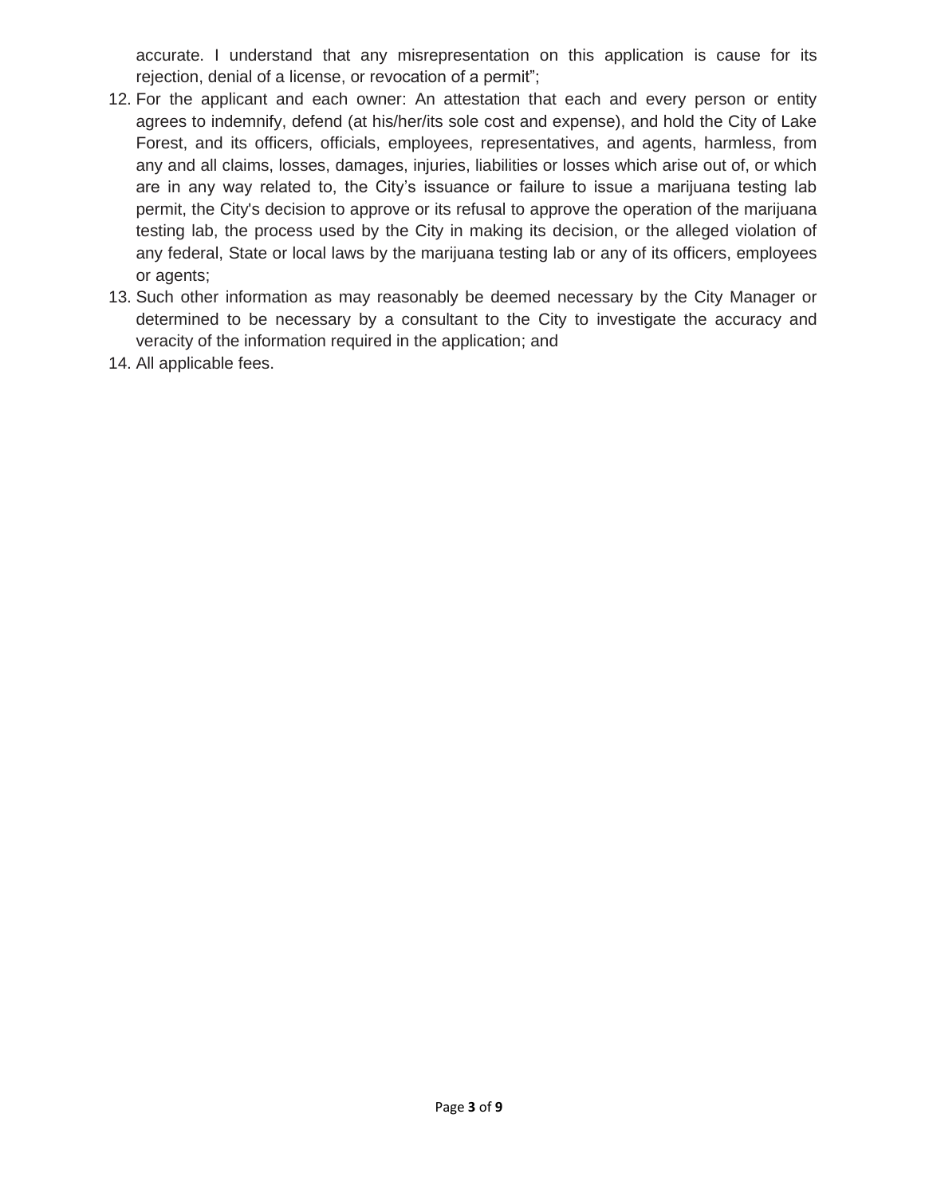accurate. I understand that any misrepresentation on this application is cause for its rejection, denial of a license, or revocation of a permit";

12. For the applicant and each owner: An attestation that each and every person or entity agrees to indemnify, defend (at his/her/its sole cost and expense), and hold the City of Lake Forest, and its officers, officials, employees, representatives, and agents, harmless, from any and all claims, losses, damages, injuries, liabilities or losses which arise out of, or which are in any way related to, the City's issuance or failure to issue a marijuana testing lab permit, the City's decision to approve or its refusal to approve the operation of the marijuana testing lab, the process used by the City in making its decision, or the alleged violation of any federal, State or local laws by the marijuana testing lab or any of its officers, employees or agents;
13. Such other information as may reasonably be deemed necessary by the City Manager or determined to be necessary by a consultant to the City to investigate the accuracy and veracity of the information required in the application; and
14. All applicable fees.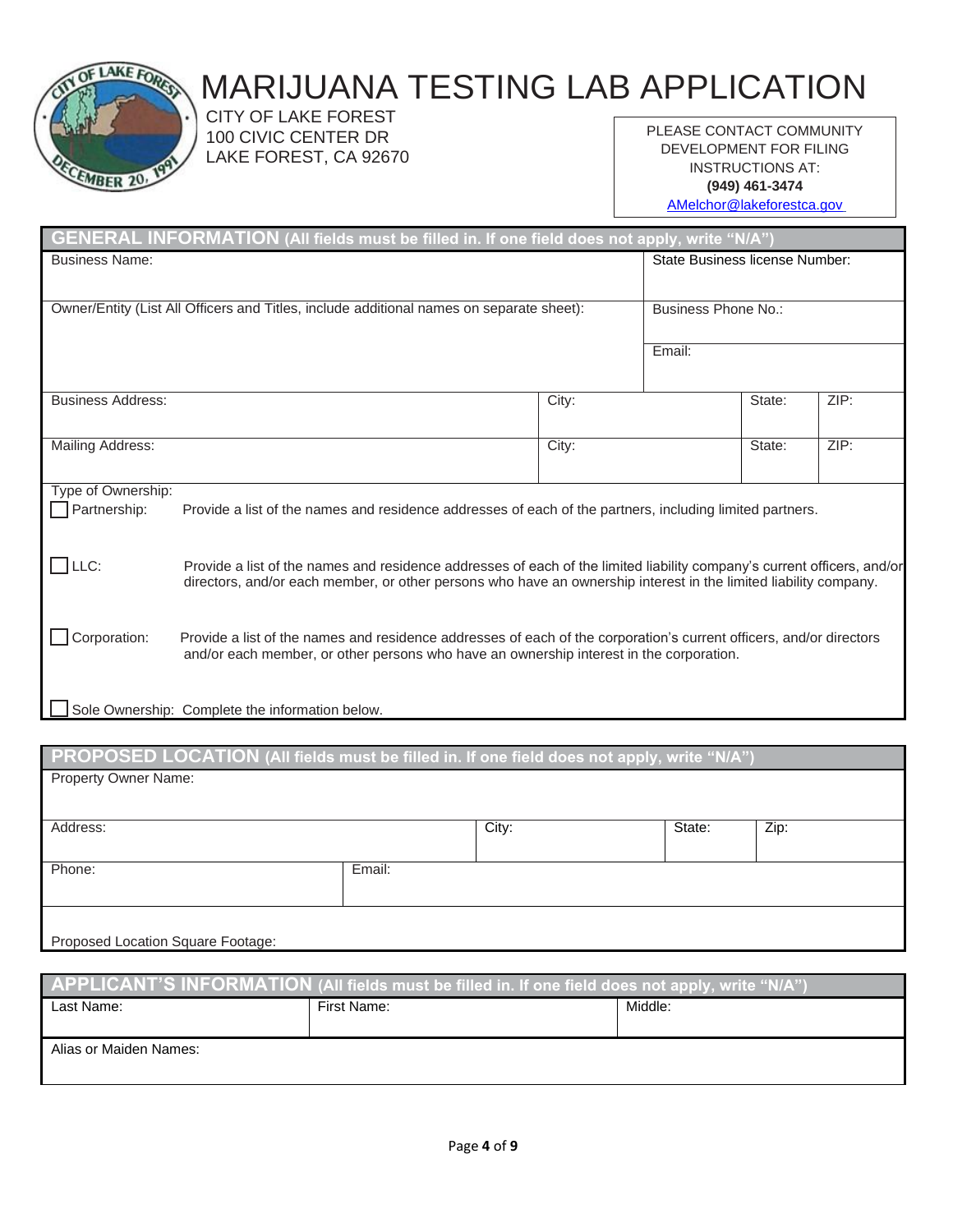# MARIJUANA TESTING LAB APPLICATION

CITY OF LAKE FOREST
100 CIVIC CENTER DR
LAKE FOREST, CA 92670

PLEASE CONTACT COMMUNITY DEVELOPMENT FOR FILING INSTRUCTIONS AT:
**(949) 461-3474**
AMelchor@lakeforestca.gov

## GENERAL INFORMATION (All fields must be filled in. If one field does not apply, write "N/A")

| Business Name: | | | State Business license Number: | |
|---|---|---|---|---|
| Owner/Entity (List All Officers and Titles, include additional names on separate sheet): | | | Business Phone No.: | |
| | | | Email: | |
| Business Address: | City: | | State: | ZIP: |
| Mailing Address: | City: | | State: | ZIP: |

Type of Ownership:

☐ Partnership: Provide a list of the names and residence addresses of each of the partners, including limited partners.

☐ LLC: Provide a list of the names and residence addresses of each of the limited liability company's current officers, and/or directors, and/or each member, or other persons who have an ownership interest in the limited liability company.

☐ Corporation: Provide a list of the names and residence addresses of each of the corporation's current officers, and/or directors and/or each member, or other persons who have an ownership interest in the corporation.

☐ Sole Ownership: Complete the information below.

## PROPOSED LOCATION (All fields must be filled in. If one field does not apply, write "N/A")

| Property Owner Name: | | | | |
|---|---|---|---|---|
| Address: | | City: | State: | Zip: |
| Phone: | Email: | | | |
| Proposed Location Square Footage: | | | | |

## APPLICANT'S INFORMATION (All fields must be filled in. If one field does not apply, write "N/A")

| Last Name: | First Name: | Middle: |
|---|---|---|
| Alias or Maiden Names: | | |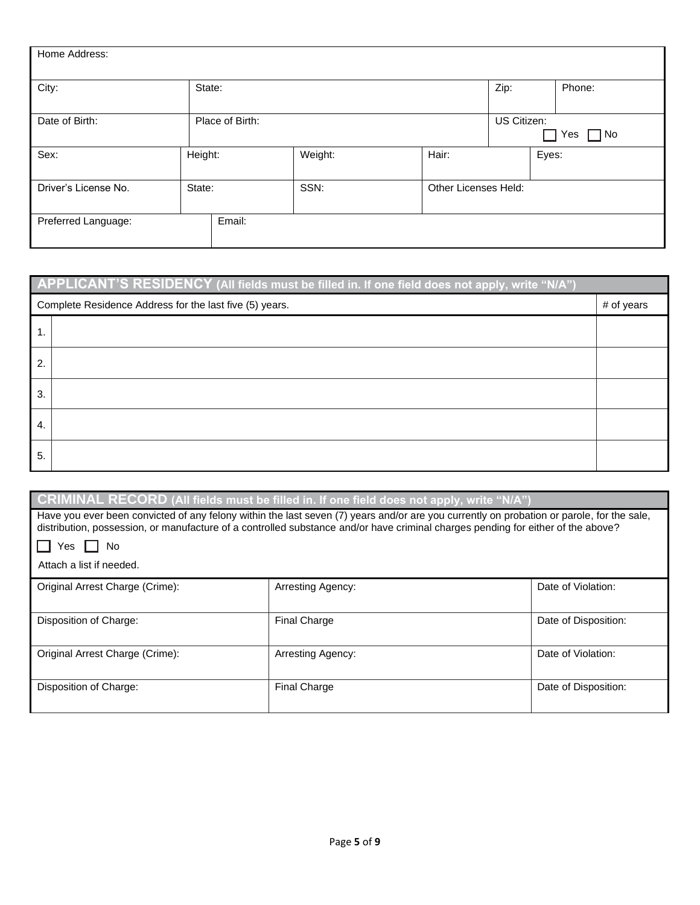| Home Address: | | | | | | |
|---|---|---|---|---|---|---|
| City: | State: | | | | Zip: | Phone: |
| Date of Birth: | Place of Birth: | | | | US Citizen: ☐ Yes ☐ No | |
| Sex: | Height: | Weight: | Hair: | | Eyes: | |
| Driver's License No. | State: | SSN: | Other Licenses Held: | | | |
| Preferred Language: | Email: | | | | | |

## APPLICANT'S RESIDENCY (All fields must be filled in. If one field does not apply, write "N/A")

| | Complete Residence Address for the last five (5) years. | # of years |
|---|---|---|
| 1. | | |
| 2. | | |
| 3. | | |
| 4. | | |
| 5. | | |

## CRIMINAL RECORD (All fields must be filled in. If one field does not apply, write "N/A")

Have you ever been convicted of any felony within the last seven (7) years and/or are you currently on probation or parole, for the sale, distribution, possession, or manufacture of a controlled substance and/or have criminal charges pending for either of the above?

☐ Yes ☐ No

Attach a list if needed.

| Original Arrest Charge (Crime): | Arresting Agency: | Date of Violation: |
|---|---|---|
| Disposition of Charge: | Final Charge | Date of Disposition: |
| Original Arrest Charge (Crime): | Arresting Agency: | Date of Violation: |
| Disposition of Charge: | Final Charge | Date of Disposition: |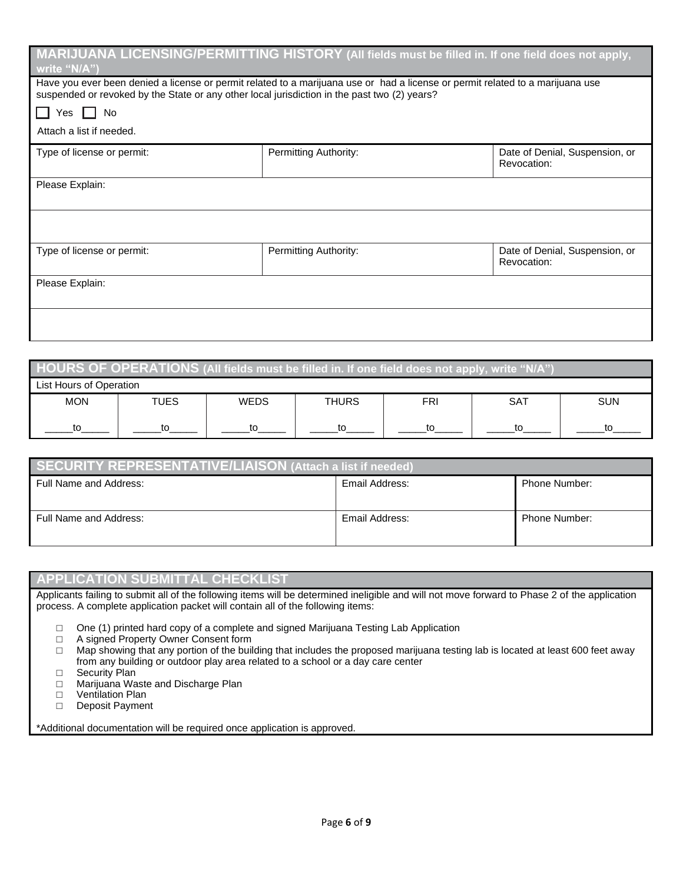## MARIJUANA LICENSING/PERMITTING HISTORY (All fields must be filled in. If one field does not apply, write "N/A")

Have you ever been denied a license or permit related to a marijuana use or had a license or permit related to a marijuana use suspended or revoked by the State or any other local jurisdiction in the past two (2) years?

☐ Yes ☐ No

Attach a list if needed.

| Type of license or permit: | Permitting Authority: | Date of Denial, Suspension, or Revocation: |
|---|---|---|
| Please Explain: | | |
| | | |
| Type of license or permit: | Permitting Authority: | Date of Denial, Suspension, or Revocation: |
| Please Explain: | | |
| | | |

## HOURS OF OPERATIONS (All fields must be filled in. If one field does not apply, write "N/A")

List Hours of Operation

| MON | TUES | WEDS | THURS | FRI | SAT | SUN |
|---|---|---|---|---|---|---|
| _____to_____ | _____to_____ | _____to_____ | _____to_____ | _____to_____ | _____to_____ | _____to_____ |

## SECURITY REPRESENTATIVE/LIAISON (Attach a list if needed)

| Full Name and Address: | Email Address: | Phone Number: |
|---|---|---|
| Full Name and Address: | Email Address: | Phone Number: |

## APPLICATION SUBMITTAL CHECKLIST

Applicants failing to submit all of the following items will be determined ineligible and will not move forward to Phase 2 of the application process. A complete application packet will contain all of the following items:

- ☐ One (1) printed hard copy of a complete and signed Marijuana Testing Lab Application
- ☐ A signed Property Owner Consent form
- ☐ Map showing that any portion of the building that includes the proposed marijuana testing lab is located at least 600 feet away from any building or outdoor play area related to a school or a day care center
- ☐ Security Plan
- ☐ Marijuana Waste and Discharge Plan
- ☐ Ventilation Plan
- ☐ Deposit Payment

*Additional documentation will be required once application is approved.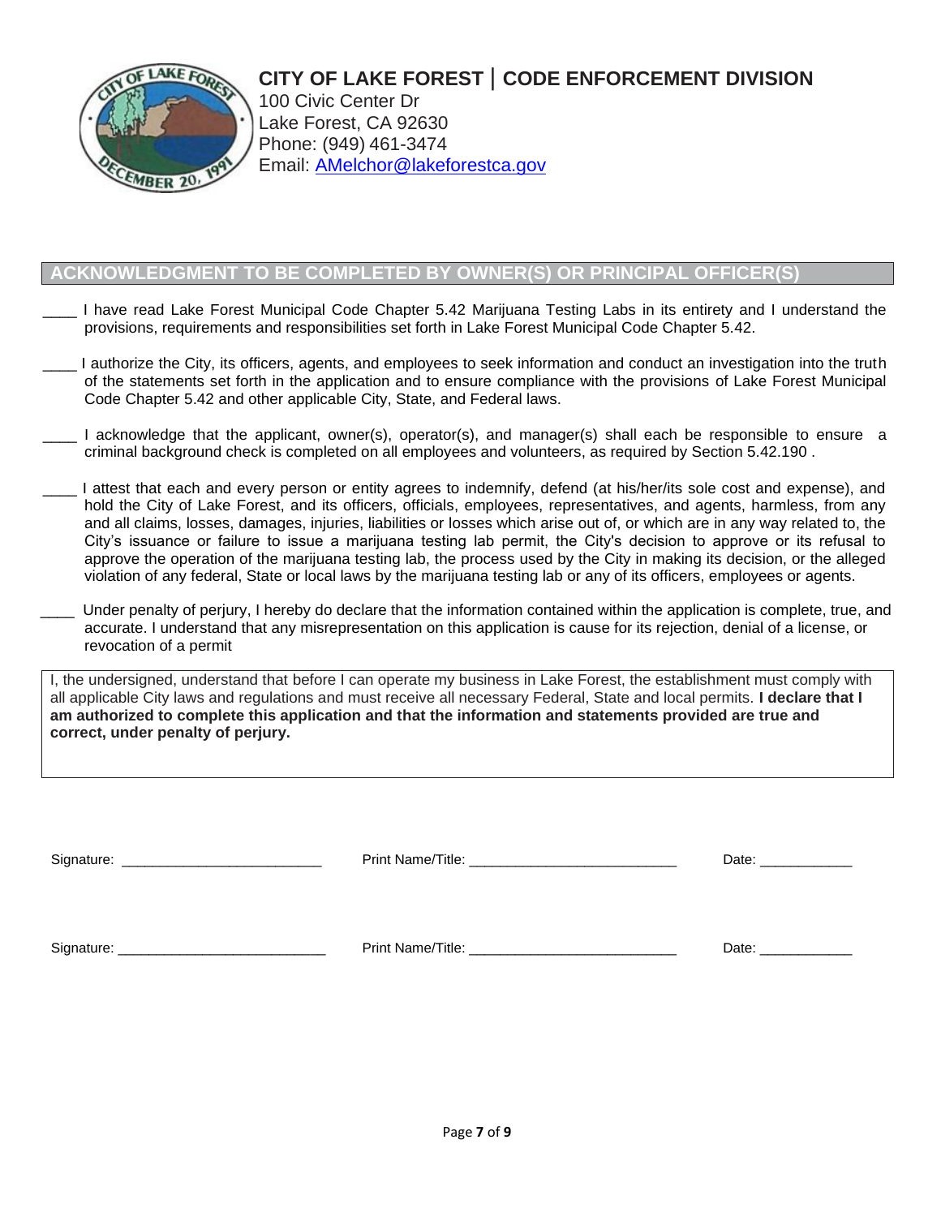**CITY OF LAKE FOREST | CODE ENFORCEMENT DIVISION**
100 Civic Center Dr
Lake Forest, CA 92630
Phone: (949) 461-3474
Email: AMelchor@lakeforestca.gov

## ACKNOWLEDGMENT TO BE COMPLETED BY OWNER(S) OR PRINCIPAL OFFICER(S)

____ I have read Lake Forest Municipal Code Chapter 5.42 Marijuana Testing Labs in its entirety and I understand the provisions, requirements and responsibilities set forth in Lake Forest Municipal Code Chapter 5.42.

____ I authorize the City, its officers, agents, and employees to seek information and conduct an investigation into the truth of the statements set forth in the application and to ensure compliance with the provisions of Lake Forest Municipal Code Chapter 5.42 and other applicable City, State, and Federal laws.

____ I acknowledge that the applicant, owner(s), operator(s), and manager(s) shall each be responsible to ensure a criminal background check is completed on all employees and volunteers, as required by Section 5.42.190 .

____ I attest that each and every person or entity agrees to indemnify, defend (at his/her/its sole cost and expense), and hold the City of Lake Forest, and its officers, officials, employees, representatives, and agents, harmless, from any and all claims, losses, damages, injuries, liabilities or losses which arise out of, or which are in any way related to, the City's issuance or failure to issue a marijuana testing lab permit, the City's decision to approve or its refusal to approve the operation of the marijuana testing lab, the process used by the City in making its decision, or the alleged violation of any federal, State or local laws by the marijuana testing lab or any of its officers, employees or agents.

____ Under penalty of perjury, I hereby do declare that the information contained within the application is complete, true, and accurate. I understand that any misrepresentation on this application is cause for its rejection, denial of a license, or revocation of a permit

I, the undersigned, understand that before I can operate my business in Lake Forest, the establishment must comply with all applicable City laws and regulations and must receive all necessary Federal, State and local permits. **I declare that I am authorized to complete this application and that the information and statements provided are true and correct, under penalty of perjury.**

Signature: __________________________ Print Name/Title: ___________________________ Date: ____________

Signature: ___________________________ Print Name/Title: ___________________________ Date: ____________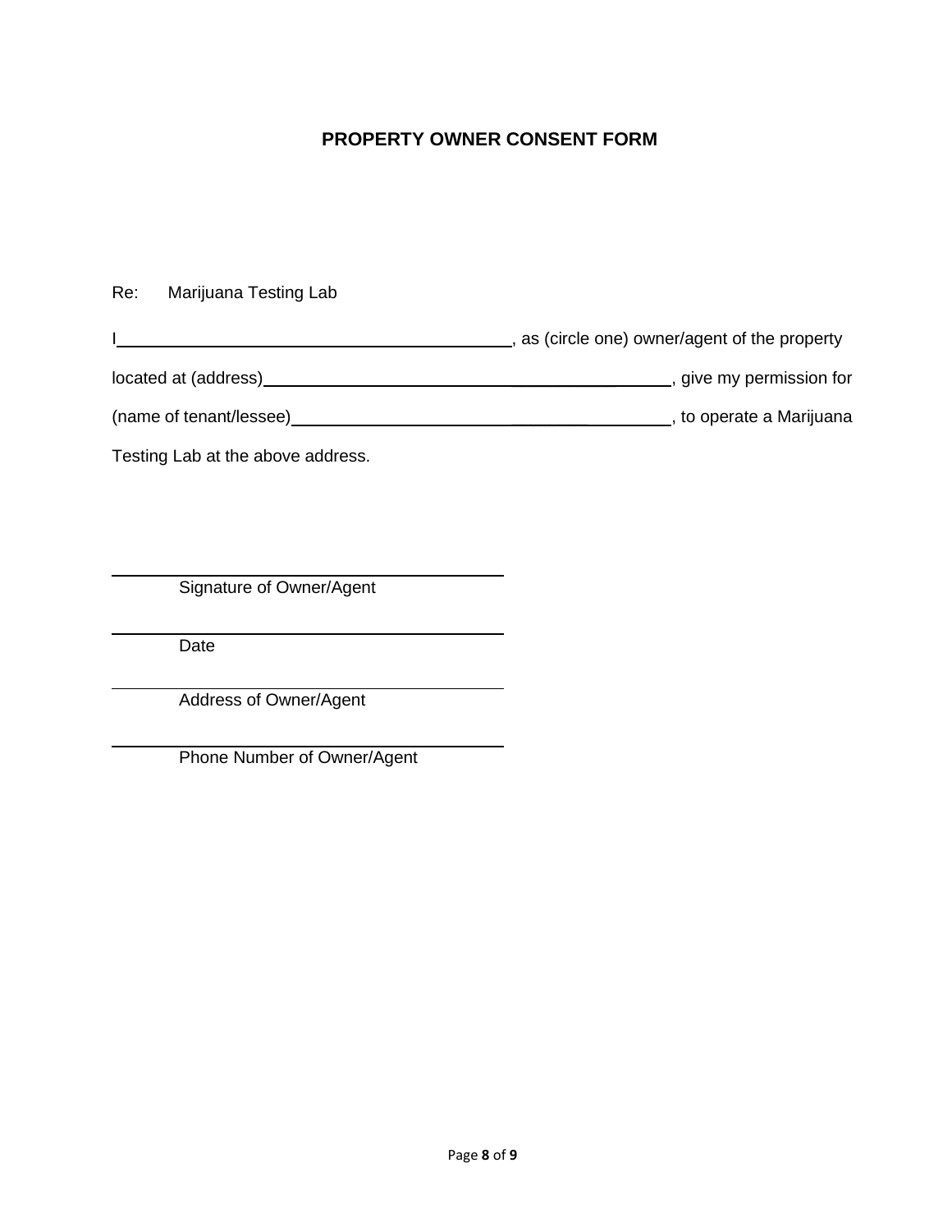# PROPERTY OWNER CONSENT FORM

Re: Marijuana Testing Lab

I\_\_\_\_\_\_\_\_\_\_\_\_\_\_\_\_\_\_\_\_\_\_\_\_\_\_\_\_\_\_\_\_\_\_\_\_\_\_\_\_\_\_\_, as (circle one) owner/agent of the property located at (address)\_\_\_\_\_\_\_\_\_\_\_\_\_\_\_\_\_\_\_\_\_\_\_\_\_\_\_\_\_\_\_\_\_\_\_\_\_\_\_\_\_\_\_, give my permission for (name of tenant/lessee)\_\_\_\_\_\_\_\_\_\_\_\_\_\_\_\_\_\_\_\_\_\_\_\_\_\_\_\_\_\_\_\_\_\_\_\_\_\_\_\_\_\_\_, to operate a Marijuana Testing Lab at the above address.

\_\_\_\_\_\_\_\_\_\_\_\_\_\_\_\_\_\_\_\_\_\_\_\_\_\_\_\_\_\_\_\_\_\_\_\_\_\_\_\_\_\_\_
Signature of Owner/Agent

\_\_\_\_\_\_\_\_\_\_\_\_\_\_\_\_\_\_\_\_\_\_\_\_\_\_\_\_\_\_\_\_\_\_\_\_\_\_\_\_\_\_\_
Date

\_\_\_\_\_\_\_\_\_\_\_\_\_\_\_\_\_\_\_\_\_\_\_\_\_\_\_\_\_\_\_\_\_\_\_\_\_\_\_\_\_\_\_
Address of Owner/Agent

\_\_\_\_\_\_\_\_\_\_\_\_\_\_\_\_\_\_\_\_\_\_\_\_\_\_\_\_\_\_\_\_\_\_\_\_\_\_\_\_\_\_\_
Phone Number of Owner/Agent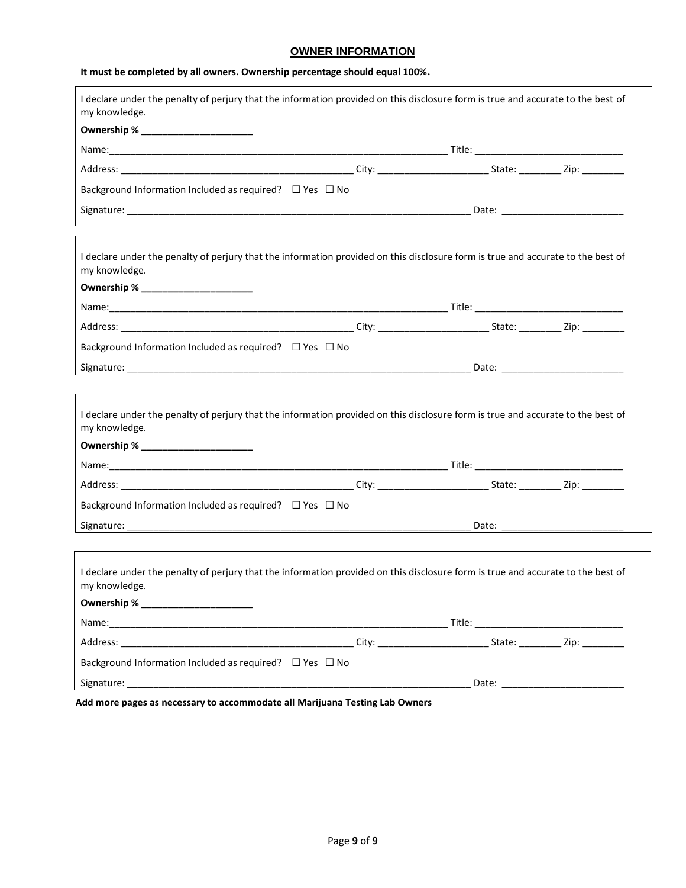## OWNER INFORMATION

**It must be completed by all owners. Ownership percentage should equal 100%.**

I declare under the penalty of perjury that the information provided on this disclosure form is true and accurate to the best of my knowledge.

**Ownership % ______________________**

Name:____________________________________________________________________ Title: _____________________________

Address: _____________________________________________ City: ______________________ State: ________ Zip: ________

Background Information Included as required? ☐ Yes ☐ No

Signature: ____________________________________________________________________ Date: ________________________

---

I declare under the penalty of perjury that the information provided on this disclosure form is true and accurate to the best of my knowledge.

**Ownership % ______________________**

Name:____________________________________________________________________ Title: _____________________________

Address: _____________________________________________ City: ______________________ State: ________ Zip: ________

Background Information Included as required? ☐ Yes ☐ No

Signature: ____________________________________________________________________ Date: ________________________

---

I declare under the penalty of perjury that the information provided on this disclosure form is true and accurate to the best of my knowledge.

**Ownership % ______________________**

Name:____________________________________________________________________ Title: _____________________________

Address: _____________________________________________ City: ______________________ State: ________ Zip: ________

Background Information Included as required? ☐ Yes ☐ No

Signature: ____________________________________________________________________ Date: ________________________

---

I declare under the penalty of perjury that the information provided on this disclosure form is true and accurate to the best of my knowledge.

**Ownership % ______________________**

Name:____________________________________________________________________ Title: _____________________________

Address: _____________________________________________ City: ______________________ State: ________ Zip: ________

Background Information Included as required? ☐ Yes ☐ No

Signature: ____________________________________________________________________ Date: ________________________

**Add more pages as necessary to accommodate all Marijuana Testing Lab Owners**